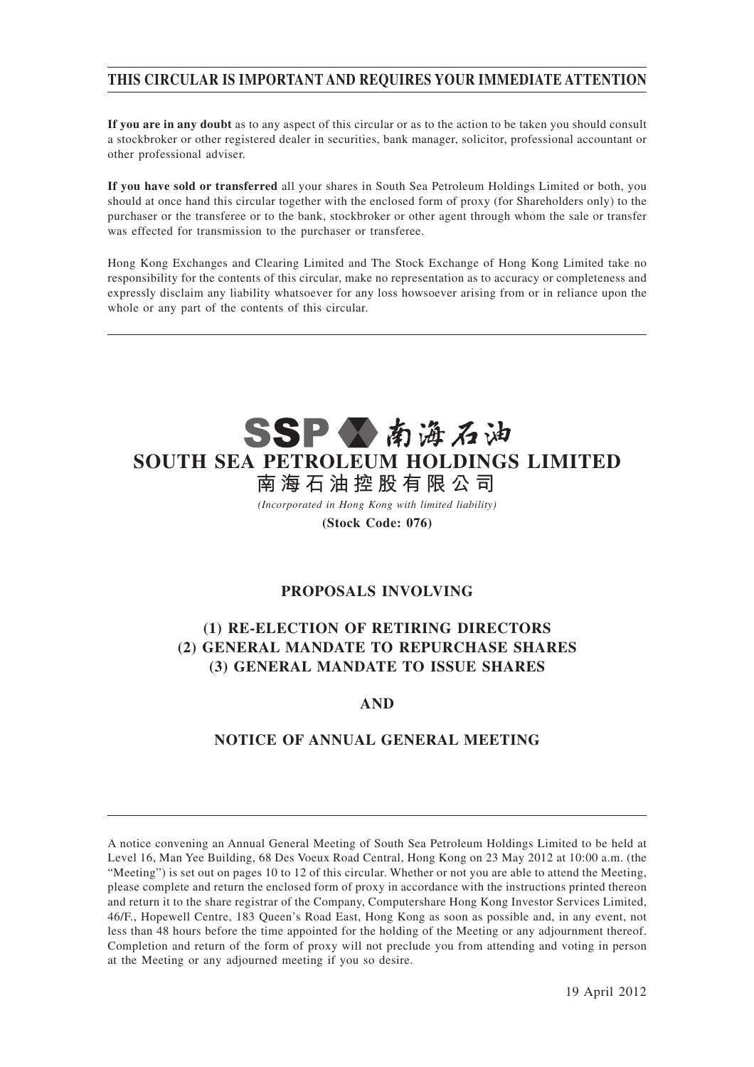**THIS CIRCULAR IS IMPORTANT AND REQUIRES YOUR IMMEDIATE ATTENTION**

**If you are in any doubt** as to any aspect of this circular or as to the action to be taken you should consult a stockbroker or other registered dealer in securities, bank manager, solicitor, professional accountant or other professional adviser.

**If you have sold or transferred** all your shares in South Sea Petroleum Holdings Limited or both, you should at once hand this circular together with the enclosed form of proxy (for Shareholders only) to the purchaser or the transferee or to the bank, stockbroker or other agent through whom the sale or transfer was effected for transmission to the purchaser or transferee.

Hong Kong Exchanges and Clearing Limited and The Stock Exchange of Hong Kong Limited take no responsibility for the contents of this circular, make no representation as to accuracy or completeness and expressly disclaim any liability whatsoever for any loss howsoever arising from or in reliance upon the whole or any part of the contents of this circular.

SSP 南海石油

# SOUTH SEA PETROLEUM HOLDINGS LIMITED

# 南海石油控股有限公司

*(Incorporated in Hong Kong with limited liability)*

**(Stock Code: 076)**

## PROPOSALS INVOLVING

## (1) RE-ELECTION OF RETIRING DIRECTORS
## (2) GENERAL MANDATE TO REPURCHASE SHARES
## (3) GENERAL MANDATE TO ISSUE SHARES

## AND

## NOTICE OF ANNUAL GENERAL MEETING

A notice convening an Annual General Meeting of South Sea Petroleum Holdings Limited to be held at Level 16, Man Yee Building, 68 Des Voeux Road Central, Hong Kong on 23 May 2012 at 10:00 a.m. (the "Meeting") is set out on pages 10 to 12 of this circular. Whether or not you are able to attend the Meeting, please complete and return the enclosed form of proxy in accordance with the instructions printed thereon and return it to the share registrar of the Company, Computershare Hong Kong Investor Services Limited, 46/F., Hopewell Centre, 183 Queen's Road East, Hong Kong as soon as possible and, in any event, not less than 48 hours before the time appointed for the holding of the Meeting or any adjournment thereof. Completion and return of the form of proxy will not preclude you from attending and voting in person at the Meeting or any adjourned meeting if you so desire.

19 April 2012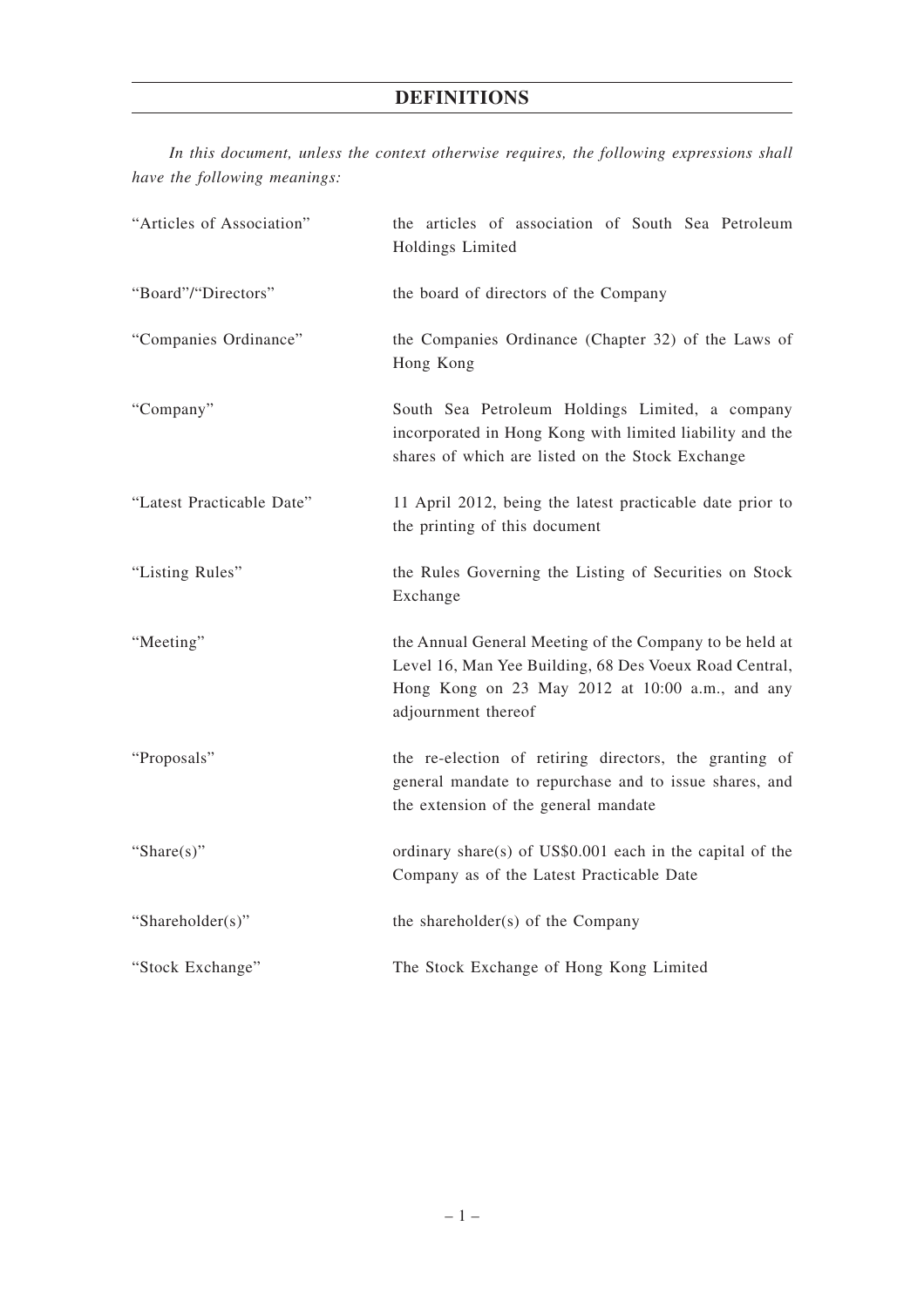# DEFINITIONS

*In this document, unless the context otherwise requires, the following expressions shall have the following meanings:*

| | |
|---|---|
| "Articles of Association" | the articles of association of South Sea Petroleum Holdings Limited |
| "Board"/"Directors" | the board of directors of the Company |
| "Companies Ordinance" | the Companies Ordinance (Chapter 32) of the Laws of Hong Kong |
| "Company" | South Sea Petroleum Holdings Limited, a company incorporated in Hong Kong with limited liability and the shares of which are listed on the Stock Exchange |
| "Latest Practicable Date" | 11 April 2012, being the latest practicable date prior to the printing of this document |
| "Listing Rules" | the Rules Governing the Listing of Securities on Stock Exchange |
| "Meeting" | the Annual General Meeting of the Company to be held at Level 16, Man Yee Building, 68 Des Voeux Road Central, Hong Kong on 23 May 2012 at 10:00 a.m., and any adjournment thereof |
| "Proposals" | the re-election of retiring directors, the granting of general mandate to repurchase and to issue shares, and the extension of the general mandate |
| "Share(s)" | ordinary share(s) of US$0.001 each in the capital of the Company as of the Latest Practicable Date |
| "Shareholder(s)" | the shareholder(s) of the Company |
| "Stock Exchange" | The Stock Exchange of Hong Kong Limited |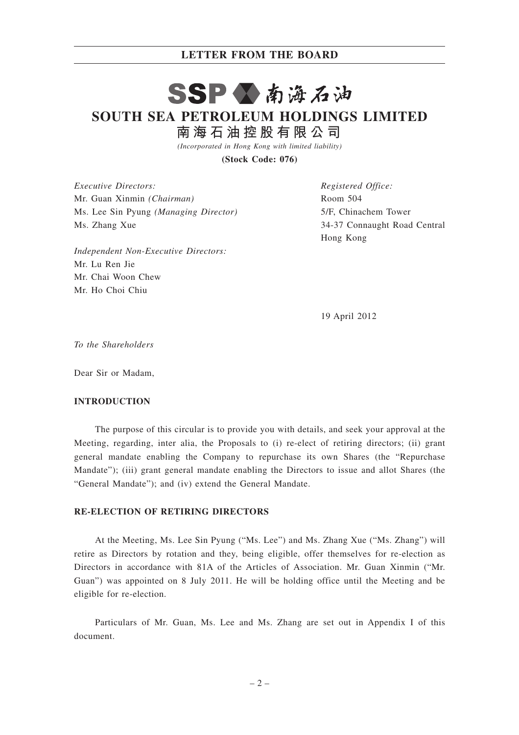SSP 南海石油

# SOUTH SEA PETROLEUM HOLDINGS LIMITED

# 南海石油控股有限公司

*(Incorporated in Hong Kong with limited liability)*

**(Stock Code: 076)**

*Executive Directors:*
Mr. Guan Xinmin *(Chairman)*
Ms. Lee Sin Pyung *(Managing Director)*
Ms. Zhang Xue

*Independent Non-Executive Directors:*
Mr. Lu Ren Jie
Mr. Chai Woon Chew
Mr. Ho Choi Chiu

*Registered Office:*
Room 504
5/F, Chinachem Tower
34-37 Connaught Road Central
Hong Kong

19 April 2012

*To the Shareholders*

Dear Sir or Madam,

**INTRODUCTION**

The purpose of this circular is to provide you with details, and seek your approval at the Meeting, regarding, inter alia, the Proposals to (i) re-elect of retiring directors; (ii) grant general mandate enabling the Company to repurchase its own Shares (the "Repurchase Mandate"); (iii) grant general mandate enabling the Directors to issue and allot Shares (the "General Mandate"); and (iv) extend the General Mandate.

**RE-ELECTION OF RETIRING DIRECTORS**

At the Meeting, Ms. Lee Sin Pyung ("Ms. Lee") and Ms. Zhang Xue ("Ms. Zhang") will retire as Directors by rotation and they, being eligible, offer themselves for re-election as Directors in accordance with 81A of the Articles of Association. Mr. Guan Xinmin ("Mr. Guan") was appointed on 8 July 2011. He will be holding office until the Meeting and be eligible for re-election.

Particulars of Mr. Guan, Ms. Lee and Ms. Zhang are set out in Appendix I of this document.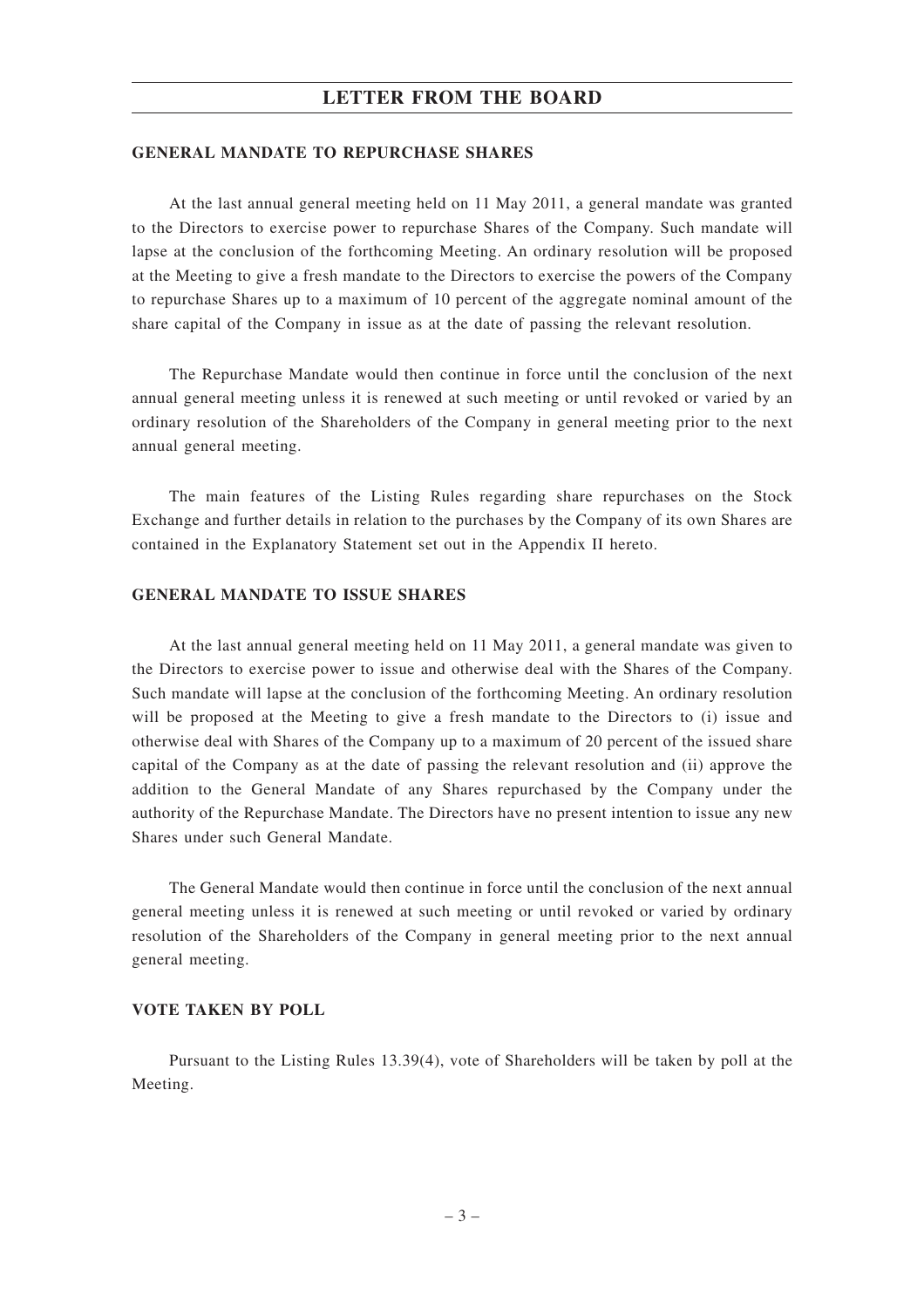## GENERAL MANDATE TO REPURCHASE SHARES

At the last annual general meeting held on 11 May 2011, a general mandate was granted to the Directors to exercise power to repurchase Shares of the Company. Such mandate will lapse at the conclusion of the forthcoming Meeting. An ordinary resolution will be proposed at the Meeting to give a fresh mandate to the Directors to exercise the powers of the Company to repurchase Shares up to a maximum of 10 percent of the aggregate nominal amount of the share capital of the Company in issue as at the date of passing the relevant resolution.

The Repurchase Mandate would then continue in force until the conclusion of the next annual general meeting unless it is renewed at such meeting or until revoked or varied by an ordinary resolution of the Shareholders of the Company in general meeting prior to the next annual general meeting.

The main features of the Listing Rules regarding share repurchases on the Stock Exchange and further details in relation to the purchases by the Company of its own Shares are contained in the Explanatory Statement set out in the Appendix II hereto.

## GENERAL MANDATE TO ISSUE SHARES

At the last annual general meeting held on 11 May 2011, a general mandate was given to the Directors to exercise power to issue and otherwise deal with the Shares of the Company. Such mandate will lapse at the conclusion of the forthcoming Meeting. An ordinary resolution will be proposed at the Meeting to give a fresh mandate to the Directors to (i) issue and otherwise deal with Shares of the Company up to a maximum of 20 percent of the issued share capital of the Company as at the date of passing the relevant resolution and (ii) approve the addition to the General Mandate of any Shares repurchased by the Company under the authority of the Repurchase Mandate. The Directors have no present intention to issue any new Shares under such General Mandate.

The General Mandate would then continue in force until the conclusion of the next annual general meeting unless it is renewed at such meeting or until revoked or varied by ordinary resolution of the Shareholders of the Company in general meeting prior to the next annual general meeting.

## VOTE TAKEN BY POLL

Pursuant to the Listing Rules 13.39(4), vote of Shareholders will be taken by poll at the Meeting.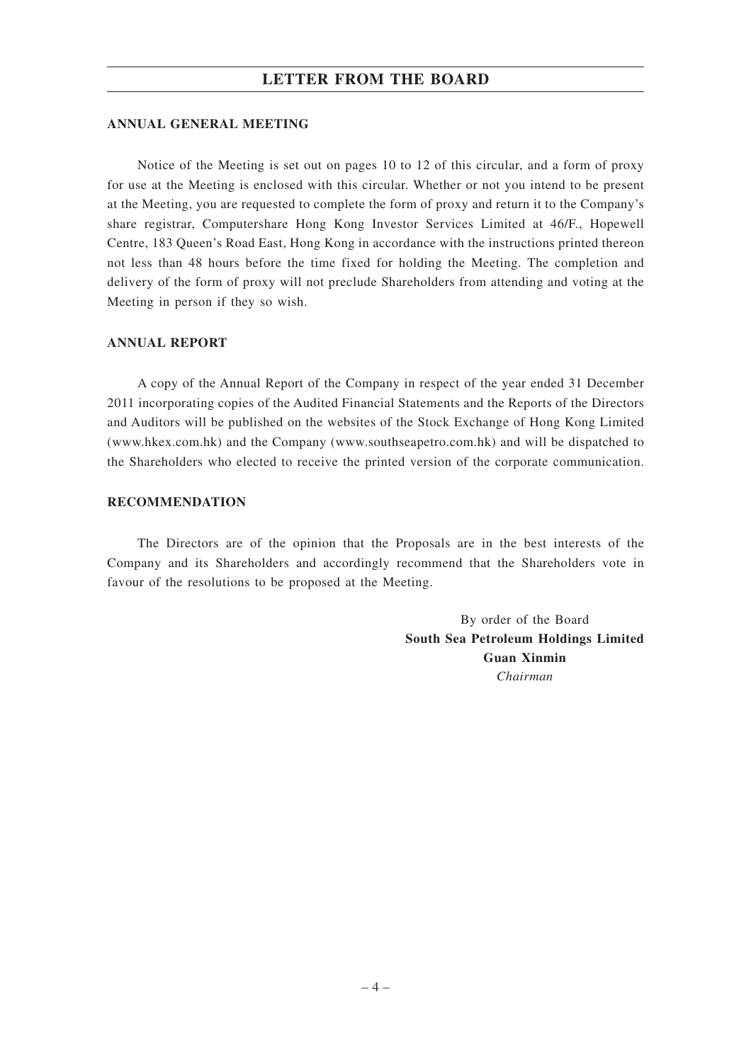## LETTER FROM THE BOARD

### ANNUAL GENERAL MEETING

Notice of the Meeting is set out on pages 10 to 12 of this circular, and a form of proxy for use at the Meeting is enclosed with this circular. Whether or not you intend to be present at the Meeting, you are requested to complete the form of proxy and return it to the Company's share registrar, Computershare Hong Kong Investor Services Limited at 46/F., Hopewell Centre, 183 Queen's Road East, Hong Kong in accordance with the instructions printed thereon not less than 48 hours before the time fixed for holding the Meeting. The completion and delivery of the form of proxy will not preclude Shareholders from attending and voting at the Meeting in person if they so wish.

### ANNUAL REPORT

A copy of the Annual Report of the Company in respect of the year ended 31 December 2011 incorporating copies of the Audited Financial Statements and the Reports of the Directors and Auditors will be published on the websites of the Stock Exchange of Hong Kong Limited (www.hkex.com.hk) and the Company (www.southseapetro.com.hk) and will be dispatched to the Shareholders who elected to receive the printed version of the corporate communication.

### RECOMMENDATION

The Directors are of the opinion that the Proposals are in the best interests of the Company and its Shareholders and accordingly recommend that the Shareholders vote in favour of the resolutions to be proposed at the Meeting.

By order of the Board
**South Sea Petroleum Holdings Limited**
**Guan Xinmin**
*Chairman*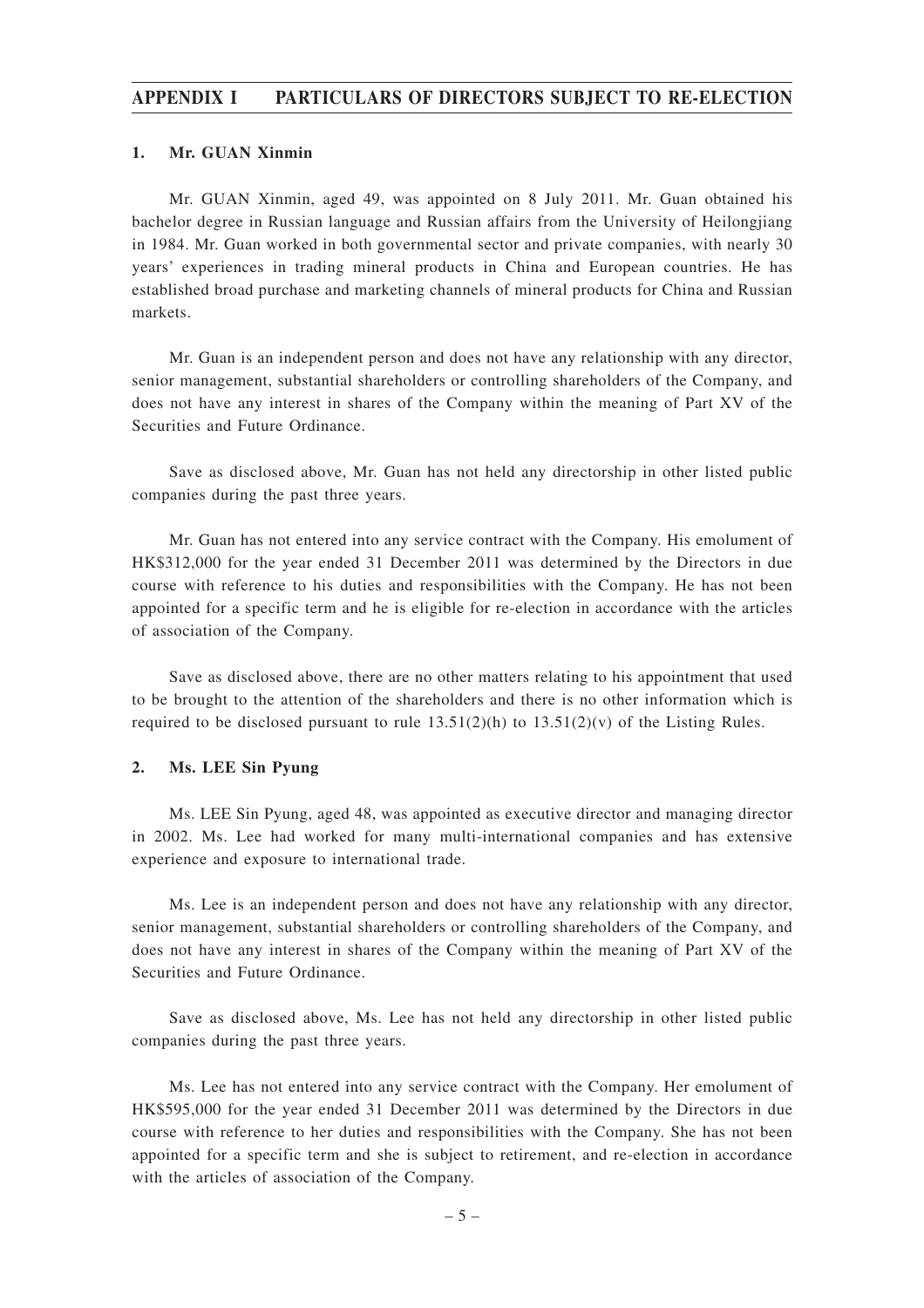## APPENDIX I PARTICULARS OF DIRECTORS SUBJECT TO RE-ELECTION

### 1. Mr. GUAN Xinmin

Mr. GUAN Xinmin, aged 49, was appointed on 8 July 2011. Mr. Guan obtained his bachelor degree in Russian language and Russian affairs from the University of Heilongjiang in 1984. Mr. Guan worked in both governmental sector and private companies, with nearly 30 years' experiences in trading mineral products in China and European countries. He has established broad purchase and marketing channels of mineral products for China and Russian markets.

Mr. Guan is an independent person and does not have any relationship with any director, senior management, substantial shareholders or controlling shareholders of the Company, and does not have any interest in shares of the Company within the meaning of Part XV of the Securities and Future Ordinance.

Save as disclosed above, Mr. Guan has not held any directorship in other listed public companies during the past three years.

Mr. Guan has not entered into any service contract with the Company. His emolument of HK$312,000 for the year ended 31 December 2011 was determined by the Directors in due course with reference to his duties and responsibilities with the Company. He has not been appointed for a specific term and he is eligible for re-election in accordance with the articles of association of the Company.

Save as disclosed above, there are no other matters relating to his appointment that used to be brought to the attention of the shareholders and there is no other information which is required to be disclosed pursuant to rule 13.51(2)(h) to 13.51(2)(v) of the Listing Rules.

### 2. Ms. LEE Sin Pyung

Ms. LEE Sin Pyung, aged 48, was appointed as executive director and managing director in 2002. Ms. Lee had worked for many multi-international companies and has extensive experience and exposure to international trade.

Ms. Lee is an independent person and does not have any relationship with any director, senior management, substantial shareholders or controlling shareholders of the Company, and does not have any interest in shares of the Company within the meaning of Part XV of the Securities and Future Ordinance.

Save as disclosed above, Ms. Lee has not held any directorship in other listed public companies during the past three years.

Ms. Lee has not entered into any service contract with the Company. Her emolument of HK$595,000 for the year ended 31 December 2011 was determined by the Directors in due course with reference to her duties and responsibilities with the Company. She has not been appointed for a specific term and she is subject to retirement, and re-election in accordance with the articles of association of the Company.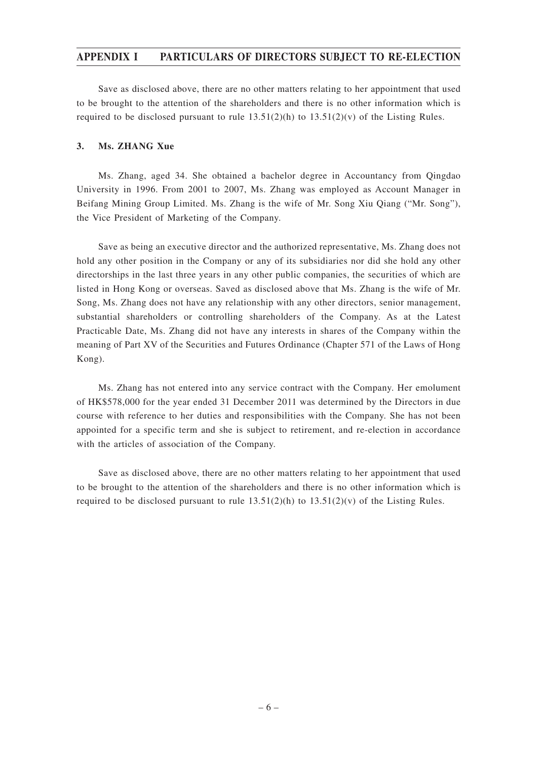Save as disclosed above, there are no other matters relating to her appointment that used to be brought to the attention of the shareholders and there is no other information which is required to be disclosed pursuant to rule 13.51(2)(h) to 13.51(2)(v) of the Listing Rules.

### 3. Ms. ZHANG Xue

Ms. Zhang, aged 34. She obtained a bachelor degree in Accountancy from Qingdao University in 1996. From 2001 to 2007, Ms. Zhang was employed as Account Manager in Beifang Mining Group Limited. Ms. Zhang is the wife of Mr. Song Xiu Qiang ("Mr. Song"), the Vice President of Marketing of the Company.

Save as being an executive director and the authorized representative, Ms. Zhang does not hold any other position in the Company or any of its subsidiaries nor did she hold any other directorships in the last three years in any other public companies, the securities of which are listed in Hong Kong or overseas. Saved as disclosed above that Ms. Zhang is the wife of Mr. Song, Ms. Zhang does not have any relationship with any other directors, senior management, substantial shareholders or controlling shareholders of the Company. As at the Latest Practicable Date, Ms. Zhang did not have any interests in shares of the Company within the meaning of Part XV of the Securities and Futures Ordinance (Chapter 571 of the Laws of Hong Kong).

Ms. Zhang has not entered into any service contract with the Company. Her emolument of HK$578,000 for the year ended 31 December 2011 was determined by the Directors in due course with reference to her duties and responsibilities with the Company. She has not been appointed for a specific term and she is subject to retirement, and re-election in accordance with the articles of association of the Company.

Save as disclosed above, there are no other matters relating to her appointment that used to be brought to the attention of the shareholders and there is no other information which is required to be disclosed pursuant to rule 13.51(2)(h) to 13.51(2)(v) of the Listing Rules.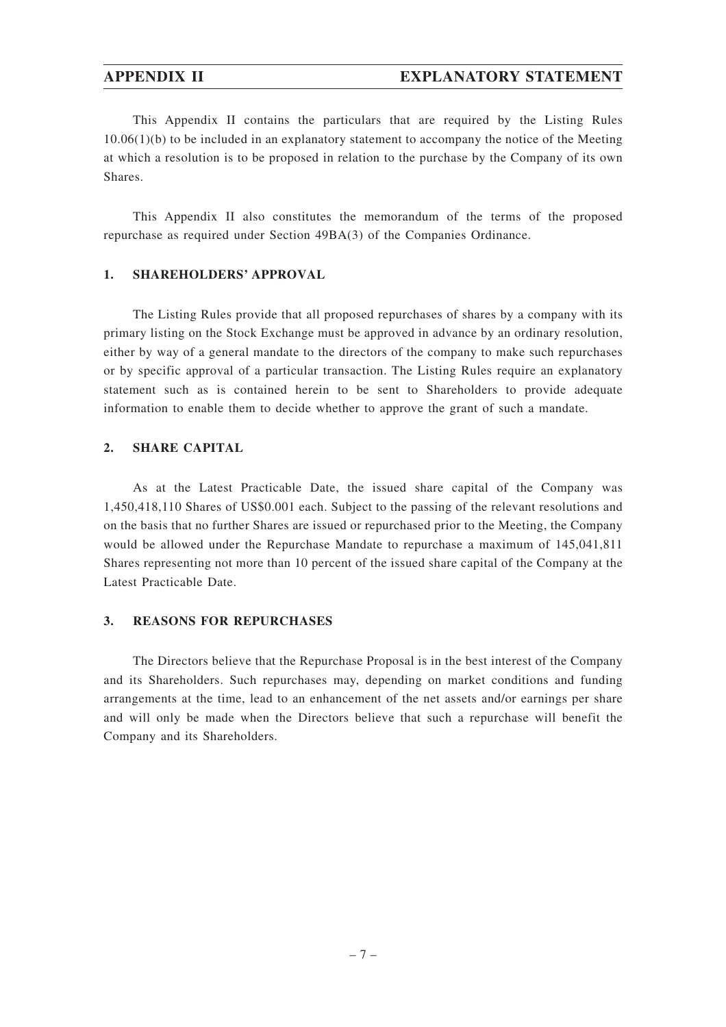# APPENDIX II EXPLANATORY STATEMENT

This Appendix II contains the particulars that are required by the Listing Rules 10.06(1)(b) to be included in an explanatory statement to accompany the notice of the Meeting at which a resolution is to be proposed in relation to the purchase by the Company of its own Shares.

This Appendix II also constitutes the memorandum of the terms of the proposed repurchase as required under Section 49BA(3) of the Companies Ordinance.

## 1. SHAREHOLDERS' APPROVAL

The Listing Rules provide that all proposed repurchases of shares by a company with its primary listing on the Stock Exchange must be approved in advance by an ordinary resolution, either by way of a general mandate to the directors of the company to make such repurchases or by specific approval of a particular transaction. The Listing Rules require an explanatory statement such as is contained herein to be sent to Shareholders to provide adequate information to enable them to decide whether to approve the grant of such a mandate.

## 2. SHARE CAPITAL

As at the Latest Practicable Date, the issued share capital of the Company was 1,450,418,110 Shares of US$0.001 each. Subject to the passing of the relevant resolutions and on the basis that no further Shares are issued or repurchased prior to the Meeting, the Company would be allowed under the Repurchase Mandate to repurchase a maximum of 145,041,811 Shares representing not more than 10 percent of the issued share capital of the Company at the Latest Practicable Date.

## 3. REASONS FOR REPURCHASES

The Directors believe that the Repurchase Proposal is in the best interest of the Company and its Shareholders. Such repurchases may, depending on market conditions and funding arrangements at the time, lead to an enhancement of the net assets and/or earnings per share and will only be made when the Directors believe that such a repurchase will benefit the Company and its Shareholders.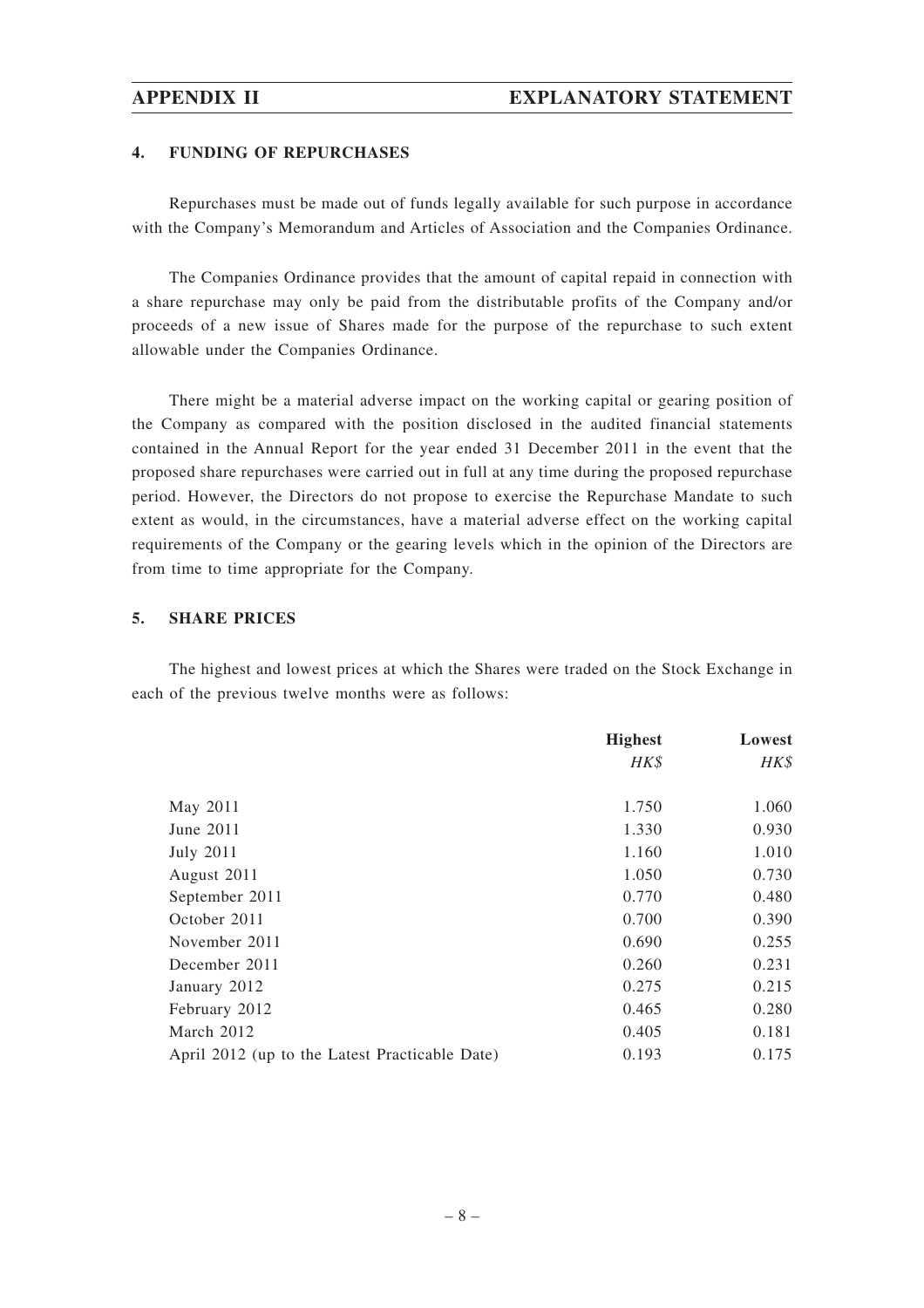## 4. FUNDING OF REPURCHASES

Repurchases must be made out of funds legally available for such purpose in accordance with the Company's Memorandum and Articles of Association and the Companies Ordinance.

The Companies Ordinance provides that the amount of capital repaid in connection with a share repurchase may only be paid from the distributable profits of the Company and/or proceeds of a new issue of Shares made for the purpose of the repurchase to such extent allowable under the Companies Ordinance.

There might be a material adverse impact on the working capital or gearing position of the Company as compared with the position disclosed in the audited financial statements contained in the Annual Report for the year ended 31 December 2011 in the event that the proposed share repurchases were carried out in full at any time during the proposed repurchase period. However, the Directors do not propose to exercise the Repurchase Mandate to such extent as would, in the circumstances, have a material adverse effect on the working capital requirements of the Company or the gearing levels which in the opinion of the Directors are from time to time appropriate for the Company.

## 5. SHARE PRICES

The highest and lowest prices at which the Shares were traded on the Stock Exchange in each of the previous twelve months were as follows:

| | **Highest** | **Lowest** |
|---|---|---|
| | *HK$* | *HK$* |
| May 2011 | 1.750 | 1.060 |
| June 2011 | 1.330 | 0.930 |
| July 2011 | 1.160 | 1.010 |
| August 2011 | 1.050 | 0.730 |
| September 2011 | 0.770 | 0.480 |
| October 2011 | 0.700 | 0.390 |
| November 2011 | 0.690 | 0.255 |
| December 2011 | 0.260 | 0.231 |
| January 2012 | 0.275 | 0.215 |
| February 2012 | 0.465 | 0.280 |
| March 2012 | 0.405 | 0.181 |
| April 2012 (up to the Latest Practicable Date) | 0.193 | 0.175 |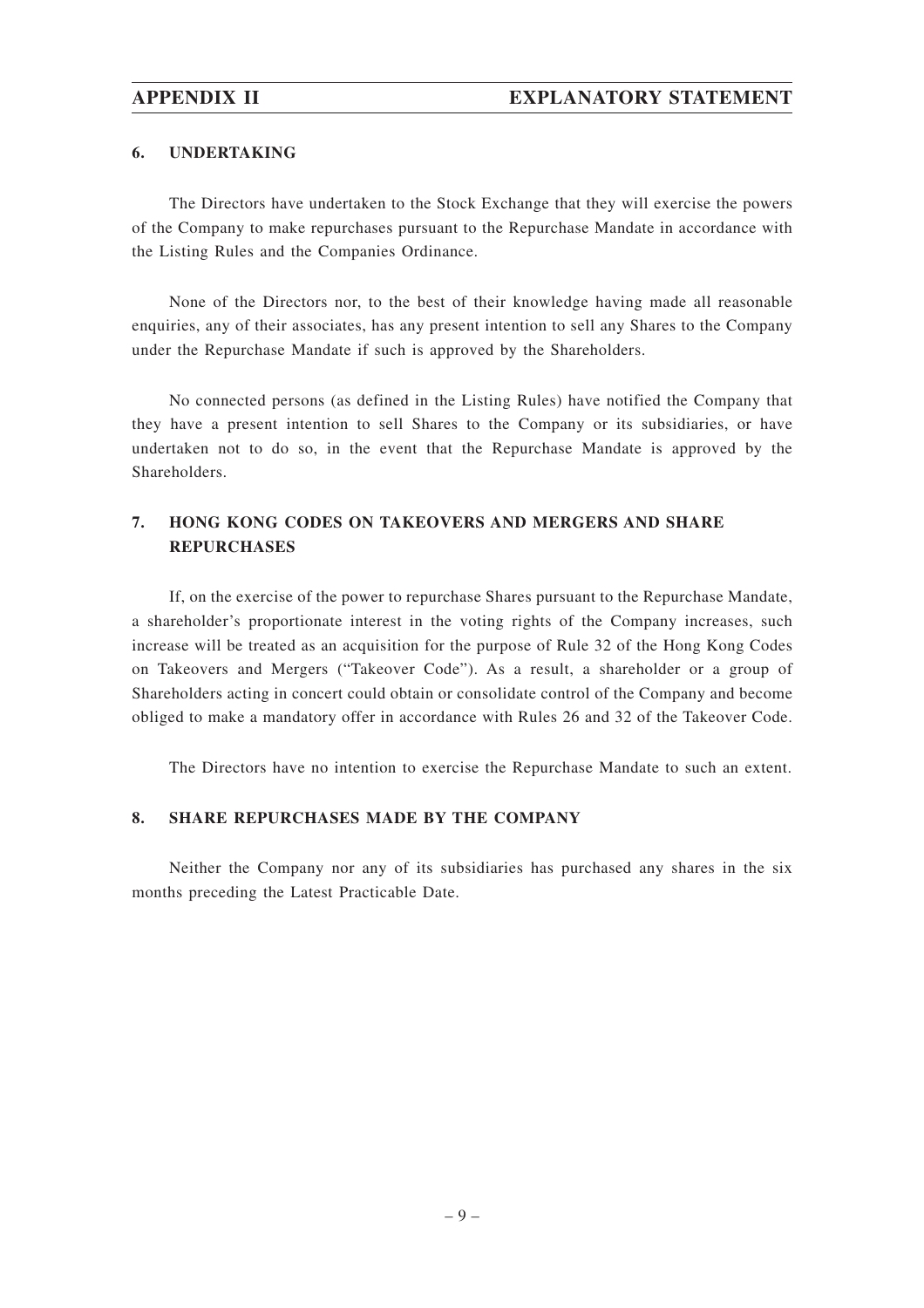## 6. UNDERTAKING

The Directors have undertaken to the Stock Exchange that they will exercise the powers of the Company to make repurchases pursuant to the Repurchase Mandate in accordance with the Listing Rules and the Companies Ordinance.

None of the Directors nor, to the best of their knowledge having made all reasonable enquiries, any of their associates, has any present intention to sell any Shares to the Company under the Repurchase Mandate if such is approved by the Shareholders.

No connected persons (as defined in the Listing Rules) have notified the Company that they have a present intention to sell Shares to the Company or its subsidiaries, or have undertaken not to do so, in the event that the Repurchase Mandate is approved by the Shareholders.

## 7. HONG KONG CODES ON TAKEOVERS AND MERGERS AND SHARE REPURCHASES

If, on the exercise of the power to repurchase Shares pursuant to the Repurchase Mandate, a shareholder's proportionate interest in the voting rights of the Company increases, such increase will be treated as an acquisition for the purpose of Rule 32 of the Hong Kong Codes on Takeovers and Mergers ("Takeover Code"). As a result, a shareholder or a group of Shareholders acting in concert could obtain or consolidate control of the Company and become obliged to make a mandatory offer in accordance with Rules 26 and 32 of the Takeover Code.

The Directors have no intention to exercise the Repurchase Mandate to such an extent.

## 8. SHARE REPURCHASES MADE BY THE COMPANY

Neither the Company nor any of its subsidiaries has purchased any shares in the six months preceding the Latest Practicable Date.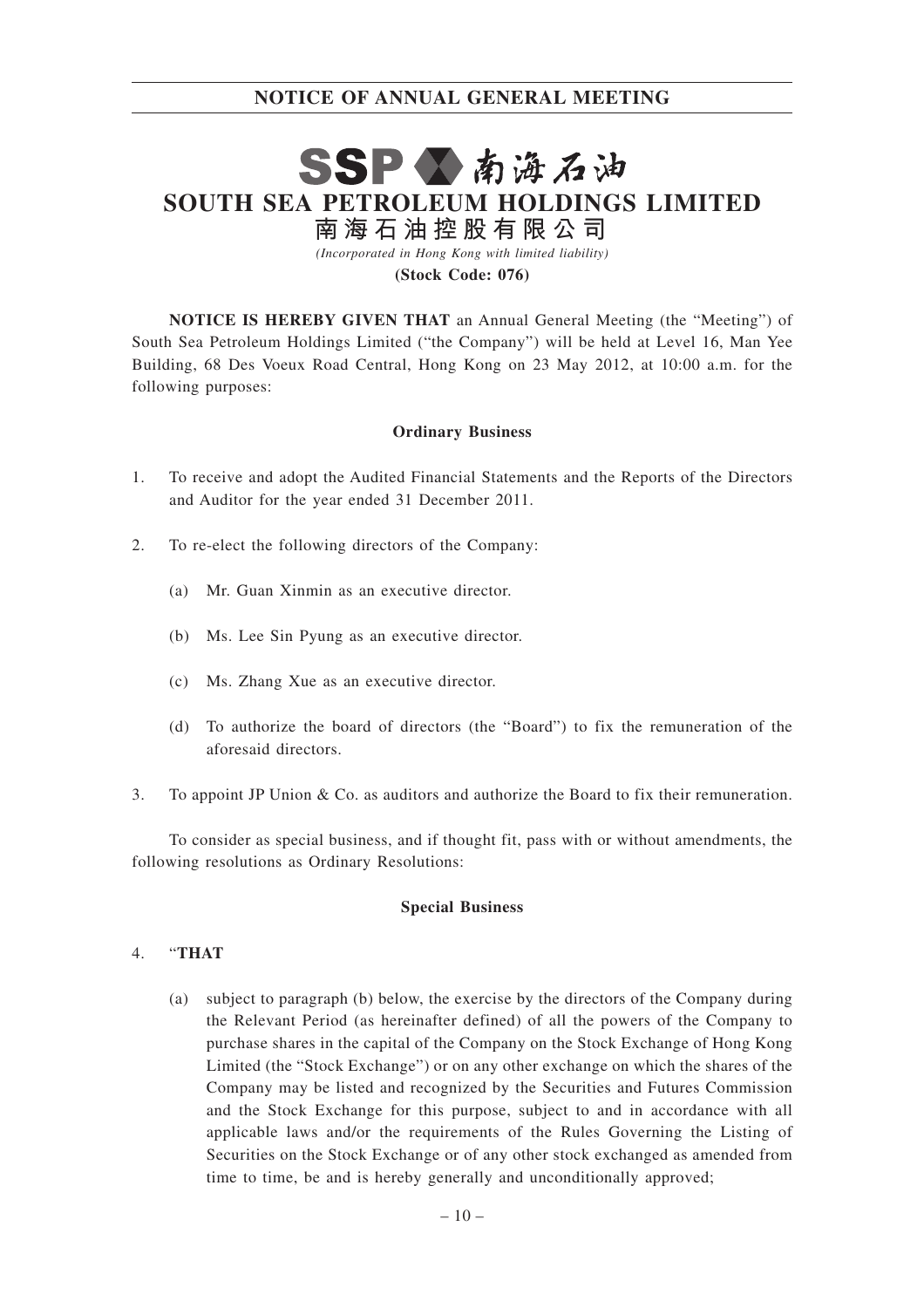# NOTICE OF ANNUAL GENERAL MEETING

SSP 南海石油

## SOUTH SEA PETROLEUM HOLDINGS LIMITED

## 南海石油控股有限公司

*(Incorporated in Hong Kong with limited liability)*

**(Stock Code: 076)**

**NOTICE IS HEREBY GIVEN THAT** an Annual General Meeting (the "Meeting") of South Sea Petroleum Holdings Limited ("the Company") will be held at Level 16, Man Yee Building, 68 Des Voeux Road Central, Hong Kong on 23 May 2012, at 10:00 a.m. for the following purposes:

**Ordinary Business**

1. To receive and adopt the Audited Financial Statements and the Reports of the Directors and Auditor for the year ended 31 December 2011.

2. To re-elect the following directors of the Company:

   (a) Mr. Guan Xinmin as an executive director.

   (b) Ms. Lee Sin Pyung as an executive director.

   (c) Ms. Zhang Xue as an executive director.

   (d) To authorize the board of directors (the "Board") to fix the remuneration of the aforesaid directors.

3. To appoint JP Union & Co. as auditors and authorize the Board to fix their remuneration.

To consider as special business, and if thought fit, pass with or without amendments, the following resolutions as Ordinary Resolutions:

**Special Business**

4. "**THAT**

   (a) subject to paragraph (b) below, the exercise by the directors of the Company during the Relevant Period (as hereinafter defined) of all the powers of the Company to purchase shares in the capital of the Company on the Stock Exchange of Hong Kong Limited (the "Stock Exchange") or on any other exchange on which the shares of the Company may be listed and recognized by the Securities and Futures Commission and the Stock Exchange for this purpose, subject to and in accordance with all applicable laws and/or the requirements of the Rules Governing the Listing of Securities on the Stock Exchange or of any other stock exchanged as amended from time to time, be and is hereby generally and unconditionally approved;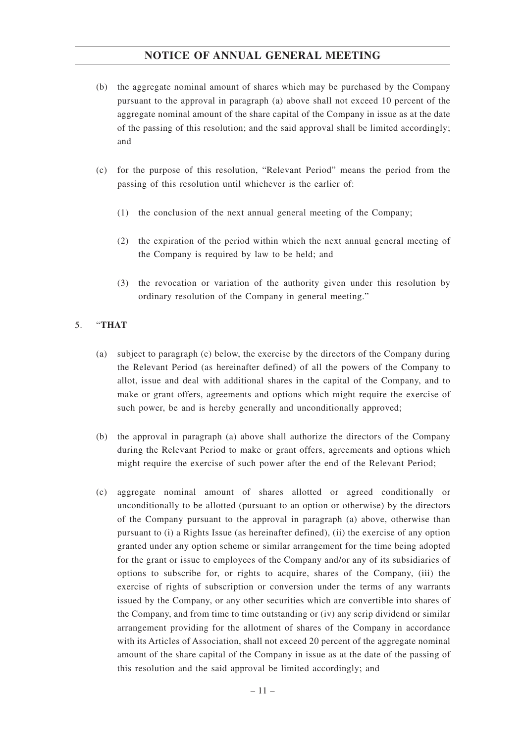(b) the aggregate nominal amount of shares which may be purchased by the Company pursuant to the approval in paragraph (a) above shall not exceed 10 percent of the aggregate nominal amount of the share capital of the Company in issue as at the date of the passing of this resolution; and the said approval shall be limited accordingly; and

(c) for the purpose of this resolution, "Relevant Period" means the period from the passing of this resolution until whichever is the earlier of:

(1) the conclusion of the next annual general meeting of the Company;

(2) the expiration of the period within which the next annual general meeting of the Company is required by law to be held; and

(3) the revocation or variation of the authority given under this resolution by ordinary resolution of the Company in general meeting."

5. "**THAT**

(a) subject to paragraph (c) below, the exercise by the directors of the Company during the Relevant Period (as hereinafter defined) of all the powers of the Company to allot, issue and deal with additional shares in the capital of the Company, and to make or grant offers, agreements and options which might require the exercise of such power, be and is hereby generally and unconditionally approved;

(b) the approval in paragraph (a) above shall authorize the directors of the Company during the Relevant Period to make or grant offers, agreements and options which might require the exercise of such power after the end of the Relevant Period;

(c) aggregate nominal amount of shares allotted or agreed conditionally or unconditionally to be allotted (pursuant to an option or otherwise) by the directors of the Company pursuant to the approval in paragraph (a) above, otherwise than pursuant to (i) a Rights Issue (as hereinafter defined), (ii) the exercise of any option granted under any option scheme or similar arrangement for the time being adopted for the grant or issue to employees of the Company and/or any of its subsidiaries of options to subscribe for, or rights to acquire, shares of the Company, (iii) the exercise of rights of subscription or conversion under the terms of any warrants issued by the Company, or any other securities which are convertible into shares of the Company, and from time to time outstanding or (iv) any scrip dividend or similar arrangement providing for the allotment of shares of the Company in accordance with its Articles of Association, shall not exceed 20 percent of the aggregate nominal amount of the share capital of the Company in issue as at the date of the passing of this resolution and the said approval be limited accordingly; and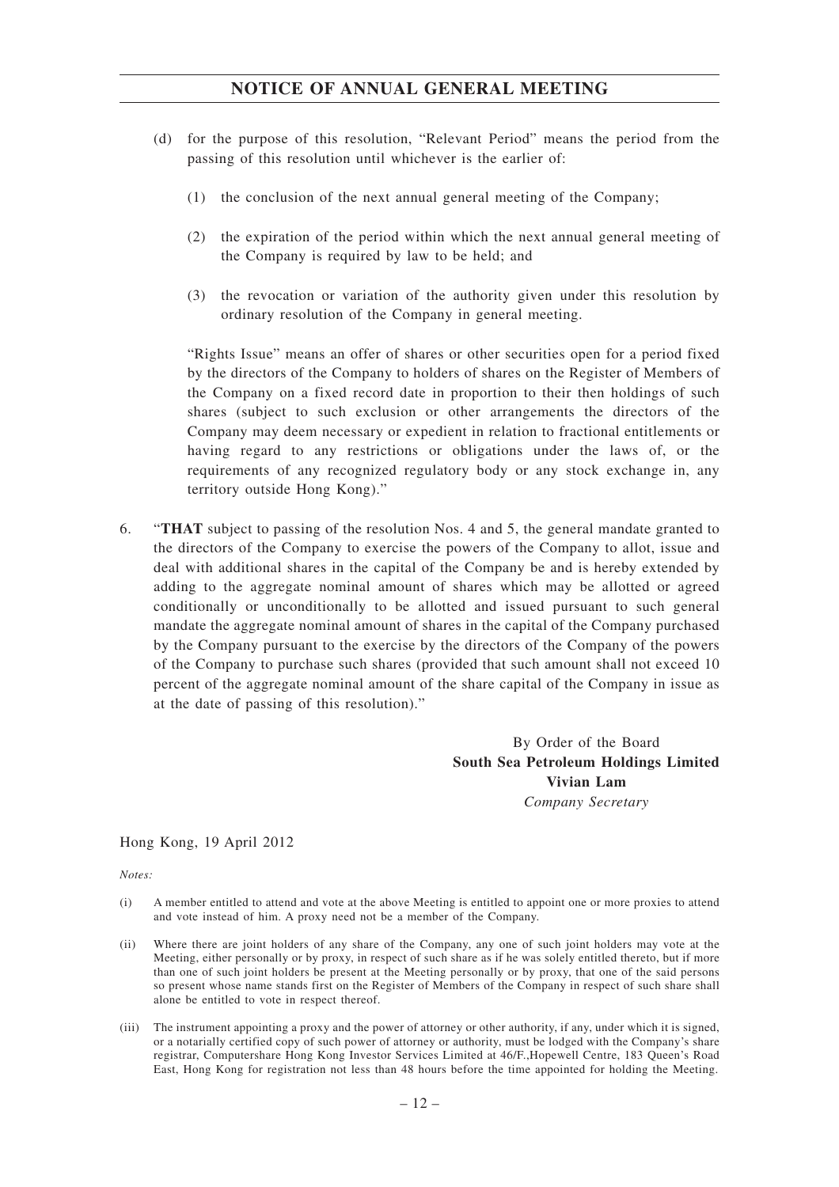(d) for the purpose of this resolution, "Relevant Period" means the period from the passing of this resolution until whichever is the earlier of:

(1) the conclusion of the next annual general meeting of the Company;

(2) the expiration of the period within which the next annual general meeting of the Company is required by law to be held; and

(3) the revocation or variation of the authority given under this resolution by ordinary resolution of the Company in general meeting.

"Rights Issue" means an offer of shares or other securities open for a period fixed by the directors of the Company to holders of shares on the Register of Members of the Company on a fixed record date in proportion to their then holdings of such shares (subject to such exclusion or other arrangements the directors of the Company may deem necessary or expedient in relation to fractional entitlements or having regard to any restrictions or obligations under the laws of, or the requirements of any recognized regulatory body or any stock exchange in, any territory outside Hong Kong)."

6. "**THAT** subject to passing of the resolution Nos. 4 and 5, the general mandate granted to the directors of the Company to exercise the powers of the Company to allot, issue and deal with additional shares in the capital of the Company be and is hereby extended by adding to the aggregate nominal amount of shares which may be allotted or agreed conditionally or unconditionally to be allotted and issued pursuant to such general mandate the aggregate nominal amount of shares in the capital of the Company purchased by the Company pursuant to the exercise by the directors of the Company of the powers of the Company to purchase such shares (provided that such amount shall not exceed 10 percent of the aggregate nominal amount of the share capital of the Company in issue as at the date of passing of this resolution)."

By Order of the Board
**South Sea Petroleum Holdings Limited**
**Vivian Lam**
*Company Secretary*

Hong Kong, 19 April 2012

*Notes:*

(i) A member entitled to attend and vote at the above Meeting is entitled to appoint one or more proxies to attend and vote instead of him. A proxy need not be a member of the Company.

(ii) Where there are joint holders of any share of the Company, any one of such joint holders may vote at the Meeting, either personally or by proxy, in respect of such share as if he was solely entitled thereto, but if more than one of such joint holders be present at the Meeting personally or by proxy, that one of the said persons so present whose name stands first on the Register of Members of the Company in respect of such share shall alone be entitled to vote in respect thereof.

(iii) The instrument appointing a proxy and the power of attorney or other authority, if any, under which it is signed, or a notarially certified copy of such power of attorney or authority, must be lodged with the Company's share registrar, Computershare Hong Kong Investor Services Limited at 46/F.,Hopewell Centre, 183 Queen's Road East, Hong Kong for registration not less than 48 hours before the time appointed for holding the Meeting.